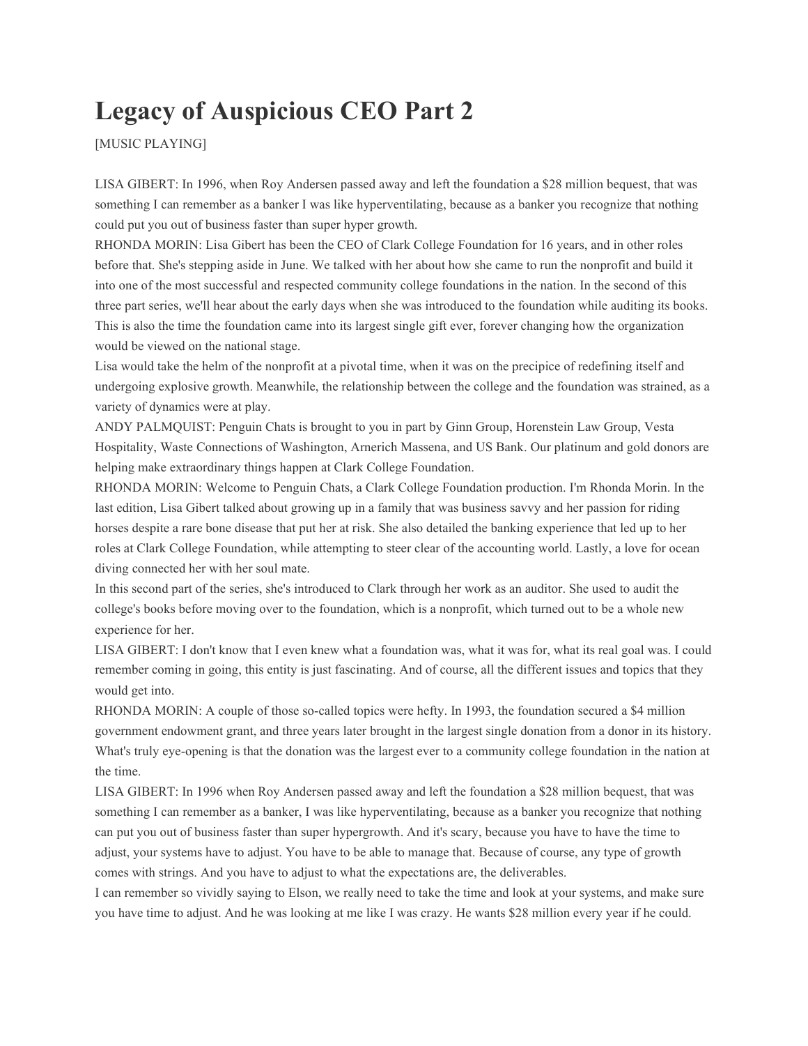# Legacy of Auspicious CEO Part 2

[MUSIC PLAYING]

LISA GIBERT: In 1996, when Roy Andersen passed away and left the foundation a $28 million bequest, that was something I can remember as a banker I was like hyperventilating, because as a banker you recognize that nothing could put you out of business faster than super hyper growth.

RHONDA MORIN: Lisa Gibert has been the CEO of Clark College Foundation for 16 years, and in other roles before that. She's stepping aside in June. We talked with her about how she came to run the nonprofit and build it into one of the most successful and respected community college foundations in the nation. In the second of this three part series, we'll hear about the early days when she was introduced to the foundation while auditing its books. This is also the time the foundation came into its largest single gift ever, forever changing how the organization would be viewed on the national stage.

Lisa would take the helm of the nonprofit at a pivotal time, when it was on the precipice of redefining itself and undergoing explosive growth. Meanwhile, the relationship between the college and the foundation was strained, as a variety of dynamics were at play.

ANDY PALMQUIST: Penguin Chats is brought to you in part by Ginn Group, Horenstein Law Group, Vesta Hospitality, Waste Connections of Washington, Arnerich Massena, and US Bank. Our platinum and gold donors are helping make extraordinary things happen at Clark College Foundation.

RHONDA MORIN: Welcome to Penguin Chats, a Clark College Foundation production. I'm Rhonda Morin. In the last edition, Lisa Gibert talked about growing up in a family that was business savvy and her passion for riding horses despite a rare bone disease that put her at risk. She also detailed the banking experience that led up to her roles at Clark College Foundation, while attempting to steer clear of the accounting world. Lastly, a love for ocean diving connected her with her soul mate.

In this second part of the series, she's introduced to Clark through her work as an auditor. She used to audit the college's books before moving over to the foundation, which is a nonprofit, which turned out to be a whole new experience for her.

LISA GIBERT: I don't know that I even knew what a foundation was, what it was for, what its real goal was. I could remember coming in going, this entity is just fascinating. And of course, all the different issues and topics that they would get into.

RHONDA MORIN: A couple of those so-called topics were hefty. In 1993, the foundation secured a $4 million government endowment grant, and three years later brought in the largest single donation from a donor in its history. What's truly eye-opening is that the donation was the largest ever to a community college foundation in the nation at the time.

LISA GIBERT: In 1996 when Roy Andersen passed away and left the foundation a $28 million bequest, that was something I can remember as a banker, I was like hyperventilating, because as a banker you recognize that nothing can put you out of business faster than super hypergrowth. And it's scary, because you have to have the time to adjust, your systems have to adjust. You have to be able to manage that. Because of course, any type of growth comes with strings. And you have to adjust to what the expectations are, the deliverables.

I can remember so vividly saying to Elson, we really need to take the time and look at your systems, and make sure you have time to adjust. And he was looking at me like I was crazy. He wants $28 million every year if he could.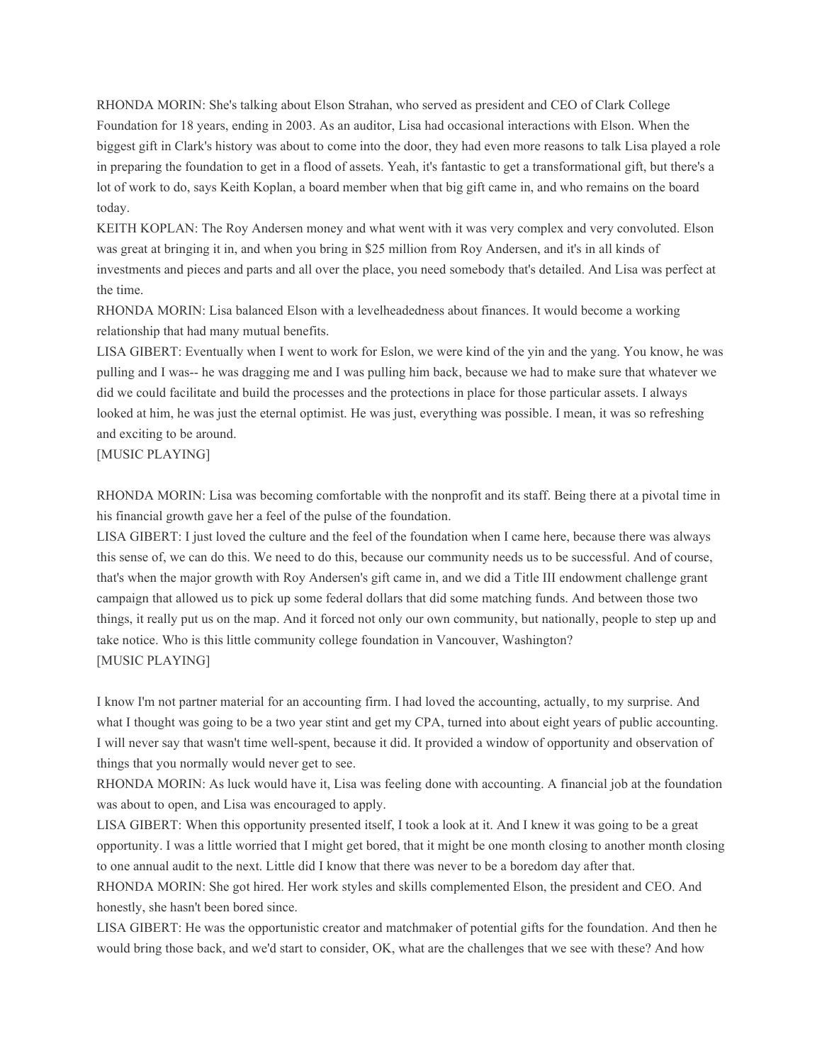RHONDA MORIN: She's talking about Elson Strahan, who served as president and CEO of Clark College Foundation for 18 years, ending in 2003. As an auditor, Lisa had occasional interactions with Elson. When the biggest gift in Clark's history was about to come into the door, they had even more reasons to talk Lisa played a role in preparing the foundation to get in a flood of assets. Yeah, it's fantastic to get a transformational gift, but there's a lot of work to do, says Keith Koplan, a board member when that big gift came in, and who remains on the board today.

KEITH KOPLAN: The Roy Andersen money and what went with it was very complex and very convoluted. Elson was great at bringing it in, and when you bring in $25 million from Roy Andersen, and it's in all kinds of investments and pieces and parts and all over the place, you need somebody that's detailed. And Lisa was perfect at the time.

RHONDA MORIN: Lisa balanced Elson with a levelheadedness about finances. It would become a working relationship that had many mutual benefits.

LISA GIBERT: Eventually when I went to work for Eslon, we were kind of the yin and the yang. You know, he was pulling and I was-- he was dragging me and I was pulling him back, because we had to make sure that whatever we did we could facilitate and build the processes and the protections in place for those particular assets. I always looked at him, he was just the eternal optimist. He was just, everything was possible. I mean, it was so refreshing and exciting to be around.

[MUSIC PLAYING]

RHONDA MORIN: Lisa was becoming comfortable with the nonprofit and its staff. Being there at a pivotal time in his financial growth gave her a feel of the pulse of the foundation.

LISA GIBERT: I just loved the culture and the feel of the foundation when I came here, because there was always this sense of, we can do this. We need to do this, because our community needs us to be successful. And of course, that's when the major growth with Roy Andersen's gift came in, and we did a Title III endowment challenge grant campaign that allowed us to pick up some federal dollars that did some matching funds. And between those two things, it really put us on the map. And it forced not only our own community, but nationally, people to step up and take notice. Who is this little community college foundation in Vancouver, Washington?

[MUSIC PLAYING]

I know I'm not partner material for an accounting firm. I had loved the accounting, actually, to my surprise. And what I thought was going to be a two year stint and get my CPA, turned into about eight years of public accounting. I will never say that wasn't time well-spent, because it did. It provided a window of opportunity and observation of things that you normally would never get to see.

RHONDA MORIN: As luck would have it, Lisa was feeling done with accounting. A financial job at the foundation was about to open, and Lisa was encouraged to apply.

LISA GIBERT: When this opportunity presented itself, I took a look at it. And I knew it was going to be a great opportunity. I was a little worried that I might get bored, that it might be one month closing to another month closing to one annual audit to the next. Little did I know that there was never to be a boredom day after that.

RHONDA MORIN: She got hired. Her work styles and skills complemented Elson, the president and CEO. And honestly, she hasn't been bored since.

LISA GIBERT: He was the opportunistic creator and matchmaker of potential gifts for the foundation. And then he would bring those back, and we'd start to consider, OK, what are the challenges that we see with these? And how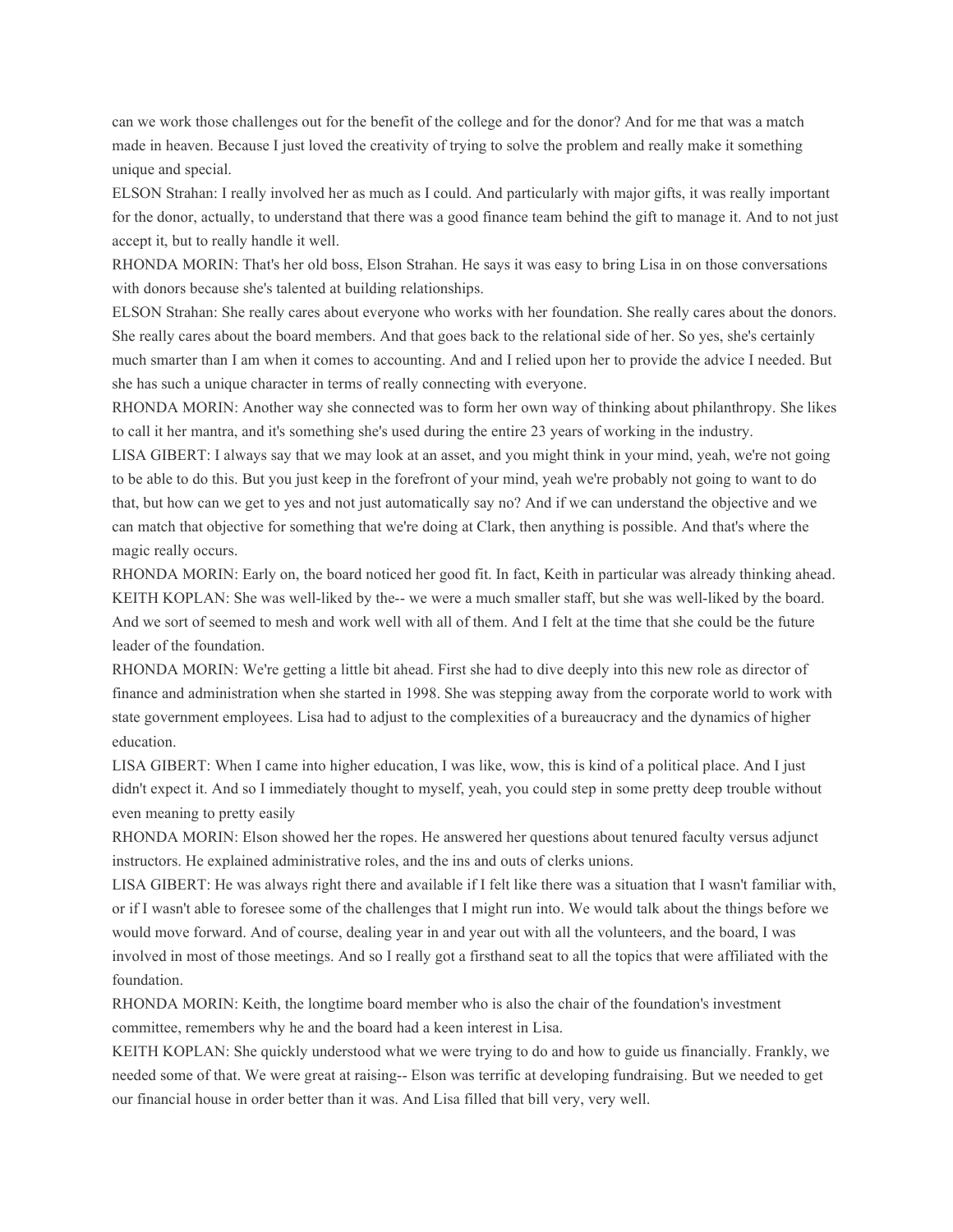can we work those challenges out for the benefit of the college and for the donor? And for me that was a match made in heaven. Because I just loved the creativity of trying to solve the problem and really make it something unique and special.

ELSON Strahan: I really involved her as much as I could. And particularly with major gifts, it was really important for the donor, actually, to understand that there was a good finance team behind the gift to manage it. And to not just accept it, but to really handle it well.

RHONDA MORIN: That's her old boss, Elson Strahan. He says it was easy to bring Lisa in on those conversations with donors because she's talented at building relationships.

ELSON Strahan: She really cares about everyone who works with her foundation. She really cares about the donors. She really cares about the board members. And that goes back to the relational side of her. So yes, she's certainly much smarter than I am when it comes to accounting. And and I relied upon her to provide the advice I needed. But she has such a unique character in terms of really connecting with everyone.

RHONDA MORIN: Another way she connected was to form her own way of thinking about philanthropy. She likes to call it her mantra, and it's something she's used during the entire 23 years of working in the industry.

LISA GIBERT: I always say that we may look at an asset, and you might think in your mind, yeah, we're not going to be able to do this. But you just keep in the forefront of your mind, yeah we're probably not going to want to do that, but how can we get to yes and not just automatically say no? And if we can understand the objective and we can match that objective for something that we're doing at Clark, then anything is possible. And that's where the magic really occurs.

RHONDA MORIN: Early on, the board noticed her good fit. In fact, Keith in particular was already thinking ahead.

KEITH KOPLAN: She was well-liked by the-- we were a much smaller staff, but she was well-liked by the board. And we sort of seemed to mesh and work well with all of them. And I felt at the time that she could be the future leader of the foundation.

RHONDA MORIN: We're getting a little bit ahead. First she had to dive deeply into this new role as director of finance and administration when she started in 1998. She was stepping away from the corporate world to work with state government employees. Lisa had to adjust to the complexities of a bureaucracy and the dynamics of higher education.

LISA GIBERT: When I came into higher education, I was like, wow, this is kind of a political place. And I just didn't expect it. And so I immediately thought to myself, yeah, you could step in some pretty deep trouble without even meaning to pretty easily

RHONDA MORIN: Elson showed her the ropes. He answered her questions about tenured faculty versus adjunct instructors. He explained administrative roles, and the ins and outs of clerks unions.

LISA GIBERT: He was always right there and available if I felt like there was a situation that I wasn't familiar with, or if I wasn't able to foresee some of the challenges that I might run into. We would talk about the things before we would move forward. And of course, dealing year in and year out with all the volunteers, and the board, I was involved in most of those meetings. And so I really got a firsthand seat to all the topics that were affiliated with the foundation.

RHONDA MORIN: Keith, the longtime board member who is also the chair of the foundation's investment committee, remembers why he and the board had a keen interest in Lisa.

KEITH KOPLAN: She quickly understood what we were trying to do and how to guide us financially. Frankly, we needed some of that. We were great at raising-- Elson was terrific at developing fundraising. But we needed to get our financial house in order better than it was. And Lisa filled that bill very, very well.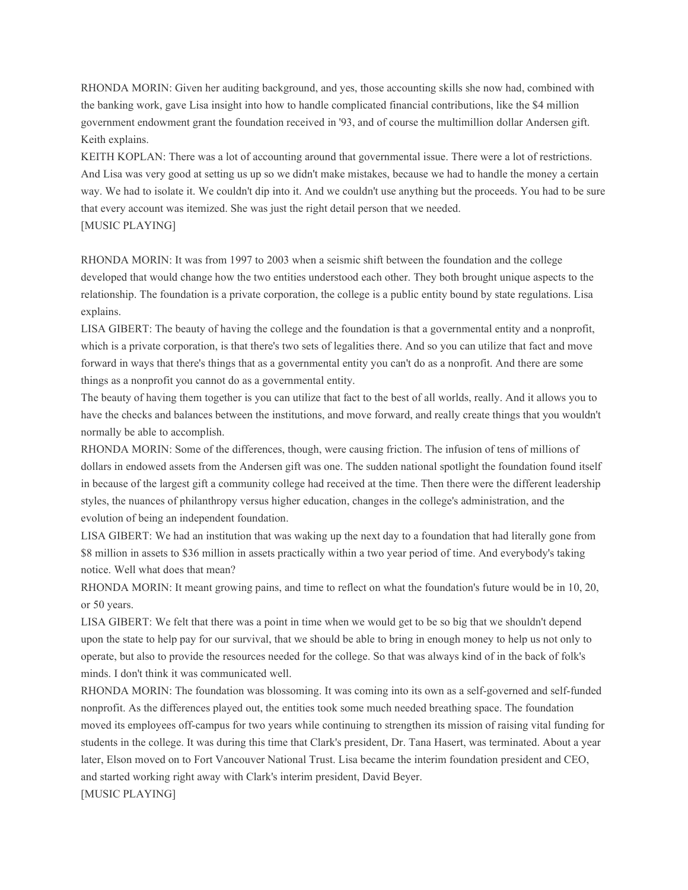RHONDA MORIN: Given her auditing background, and yes, those accounting skills she now had, combined with the banking work, gave Lisa insight into how to handle complicated financial contributions, like the $4 million government endowment grant the foundation received in '93, and of course the multimillion dollar Andersen gift. Keith explains.

KEITH KOPLAN: There was a lot of accounting around that governmental issue. There were a lot of restrictions. And Lisa was very good at setting us up so we didn't make mistakes, because we had to handle the money a certain way. We had to isolate it. We couldn't dip into it. And we couldn't use anything but the proceeds. You had to be sure that every account was itemized. She was just the right detail person that we needed.

[MUSIC PLAYING]

RHONDA MORIN: It was from 1997 to 2003 when a seismic shift between the foundation and the college developed that would change how the two entities understood each other. They both brought unique aspects to the relationship. The foundation is a private corporation, the college is a public entity bound by state regulations. Lisa explains.

LISA GIBERT: The beauty of having the college and the foundation is that a governmental entity and a nonprofit, which is a private corporation, is that there's two sets of legalities there. And so you can utilize that fact and move forward in ways that there's things that as a governmental entity you can't do as a nonprofit. And there are some things as a nonprofit you cannot do as a governmental entity.

The beauty of having them together is you can utilize that fact to the best of all worlds, really. And it allows you to have the checks and balances between the institutions, and move forward, and really create things that you wouldn't normally be able to accomplish.

RHONDA MORIN: Some of the differences, though, were causing friction. The infusion of tens of millions of dollars in endowed assets from the Andersen gift was one. The sudden national spotlight the foundation found itself in because of the largest gift a community college had received at the time. Then there were the different leadership styles, the nuances of philanthropy versus higher education, changes in the college's administration, and the evolution of being an independent foundation.

LISA GIBERT: We had an institution that was waking up the next day to a foundation that had literally gone from $8 million in assets to $36 million in assets practically within a two year period of time. And everybody's taking notice. Well what does that mean?

RHONDA MORIN: It meant growing pains, and time to reflect on what the foundation's future would be in 10, 20, or 50 years.

LISA GIBERT: We felt that there was a point in time when we would get to be so big that we shouldn't depend upon the state to help pay for our survival, that we should be able to bring in enough money to help us not only to operate, but also to provide the resources needed for the college. So that was always kind of in the back of folk's minds. I don't think it was communicated well.

RHONDA MORIN: The foundation was blossoming. It was coming into its own as a self-governed and self-funded nonprofit. As the differences played out, the entities took some much needed breathing space. The foundation moved its employees off-campus for two years while continuing to strengthen its mission of raising vital funding for students in the college. It was during this time that Clark's president, Dr. Tana Hasert, was terminated. About a year later, Elson moved on to Fort Vancouver National Trust. Lisa became the interim foundation president and CEO, and started working right away with Clark's interim president, David Beyer.

[MUSIC PLAYING]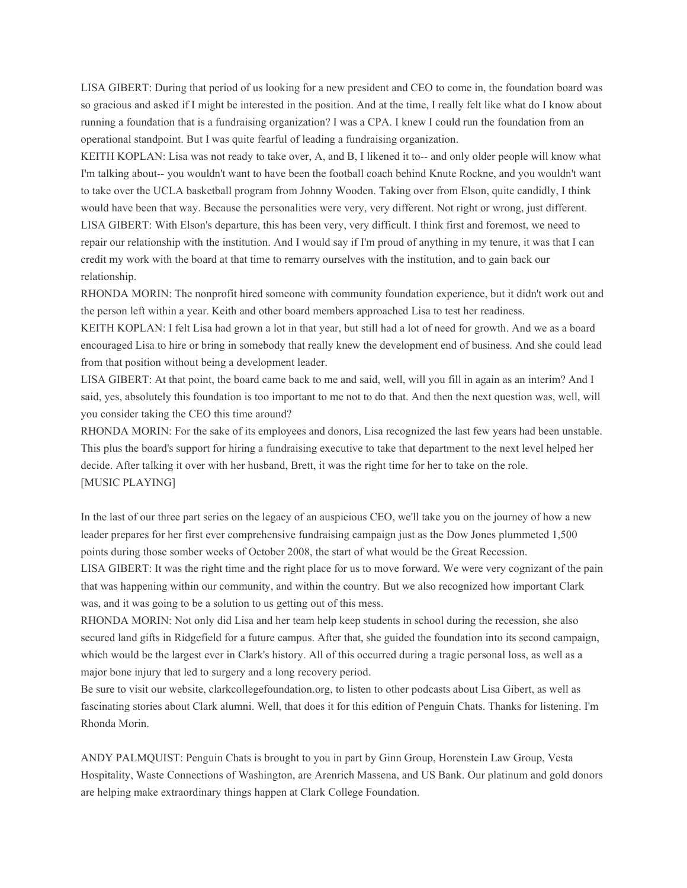LISA GIBERT: During that period of us looking for a new president and CEO to come in, the foundation board was so gracious and asked if I might be interested in the position. And at the time, I really felt like what do I know about running a foundation that is a fundraising organization? I was a CPA. I knew I could run the foundation from an operational standpoint. But I was quite fearful of leading a fundraising organization.

KEITH KOPLAN: Lisa was not ready to take over, A, and B, I likened it to-- and only older people will know what I'm talking about-- you wouldn't want to have been the football coach behind Knute Rockne, and you wouldn't want to take over the UCLA basketball program from Johnny Wooden. Taking over from Elson, quite candidly, I think would have been that way. Because the personalities were very, very different. Not right or wrong, just different.

LISA GIBERT: With Elson's departure, this has been very, very difficult. I think first and foremost, we need to repair our relationship with the institution. And I would say if I'm proud of anything in my tenure, it was that I can credit my work with the board at that time to remarry ourselves with the institution, and to gain back our relationship.

RHONDA MORIN: The nonprofit hired someone with community foundation experience, but it didn't work out and the person left within a year. Keith and other board members approached Lisa to test her readiness.

KEITH KOPLAN: I felt Lisa had grown a lot in that year, but still had a lot of need for growth. And we as a board encouraged Lisa to hire or bring in somebody that really knew the development end of business. And she could lead from that position without being a development leader.

LISA GIBERT: At that point, the board came back to me and said, well, will you fill in again as an interim? And I said, yes, absolutely this foundation is too important to me not to do that. And then the next question was, well, will you consider taking the CEO this time around?

RHONDA MORIN: For the sake of its employees and donors, Lisa recognized the last few years had been unstable. This plus the board's support for hiring a fundraising executive to take that department to the next level helped her decide. After talking it over with her husband, Brett, it was the right time for her to take on the role.

[MUSIC PLAYING]

In the last of our three part series on the legacy of an auspicious CEO, we'll take you on the journey of how a new leader prepares for her first ever comprehensive fundraising campaign just as the Dow Jones plummeted 1,500 points during those somber weeks of October 2008, the start of what would be the Great Recession.

LISA GIBERT: It was the right time and the right place for us to move forward. We were very cognizant of the pain that was happening within our community, and within the country. But we also recognized how important Clark was, and it was going to be a solution to us getting out of this mess.

RHONDA MORIN: Not only did Lisa and her team help keep students in school during the recession, she also secured land gifts in Ridgefield for a future campus. After that, she guided the foundation into its second campaign, which would be the largest ever in Clark's history. All of this occurred during a tragic personal loss, as well as a major bone injury that led to surgery and a long recovery period.

Be sure to visit our website, clarkcollegefoundation.org, to listen to other podcasts about Lisa Gibert, as well as fascinating stories about Clark alumni. Well, that does it for this edition of Penguin Chats. Thanks for listening. I'm Rhonda Morin.

ANDY PALMQUIST: Penguin Chats is brought to you in part by Ginn Group, Horenstein Law Group, Vesta Hospitality, Waste Connections of Washington, are Arenrich Massena, and US Bank. Our platinum and gold donors are helping make extraordinary things happen at Clark College Foundation.